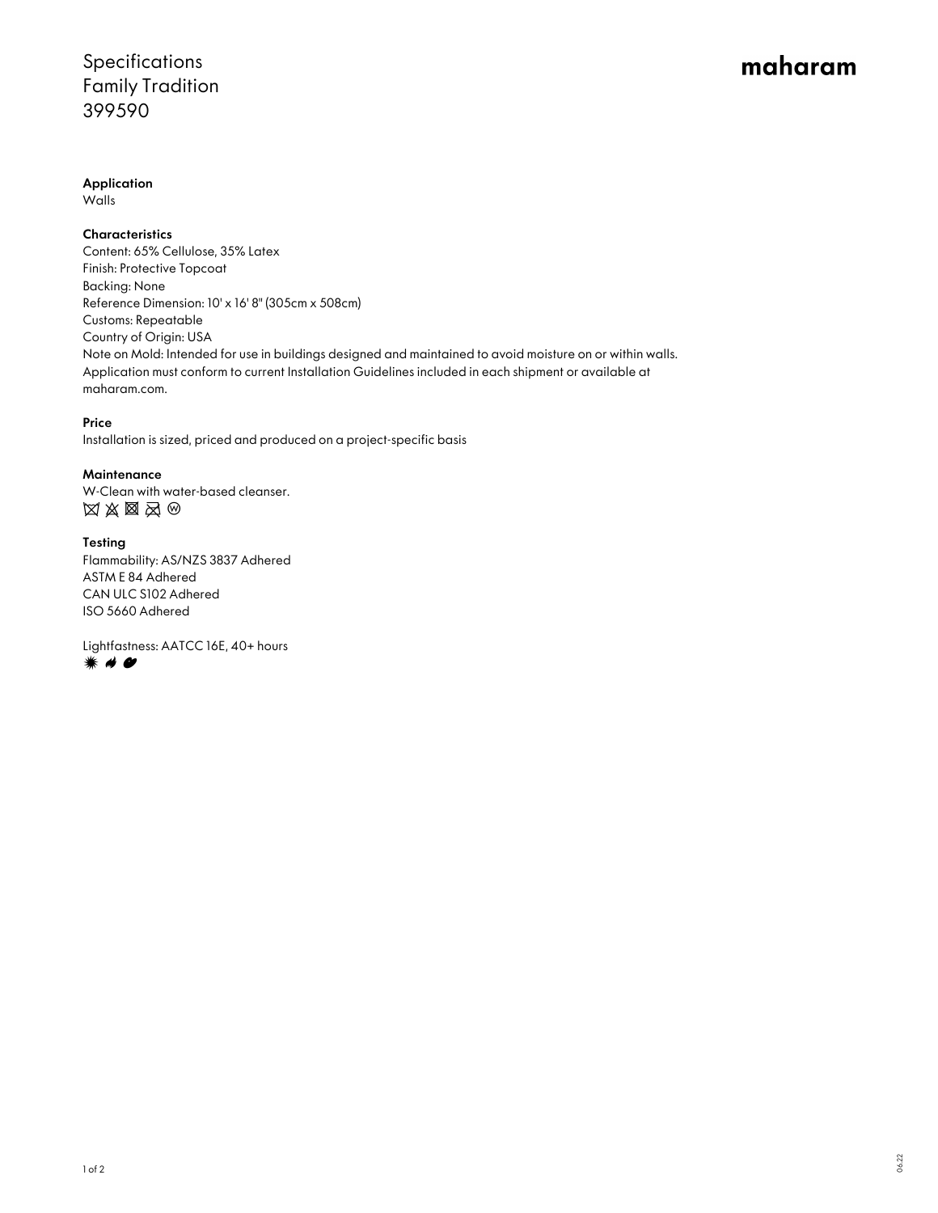# Specifications
# Family Tradition
# 399590

**maharam**

**Application**
Walls

**Characteristics**
Content: 65% Cellulose, 35% Latex
Finish: Protective Topcoat
Backing: None
Reference Dimension: 10' x 16' 8" (305cm x 508cm)
Customs: Repeatable
Country of Origin: USA
Note on Mold: Intended for use in buildings designed and maintained to avoid moisture on or within walls. Application must conform to current Installation Guidelines included in each shipment or available at maharam.com.

**Price**
Installation is sized, priced and produced on a project-specific basis

**Maintenance**
W-Clean with water-based cleanser.

**Testing**
Flammability: AS/NZS 3837 Adhered
ASTM E 84 Adhered
CAN ULC S102 Adhered
ISO 5660 Adhered

Lightfastness: AATCC 16E, 40+ hours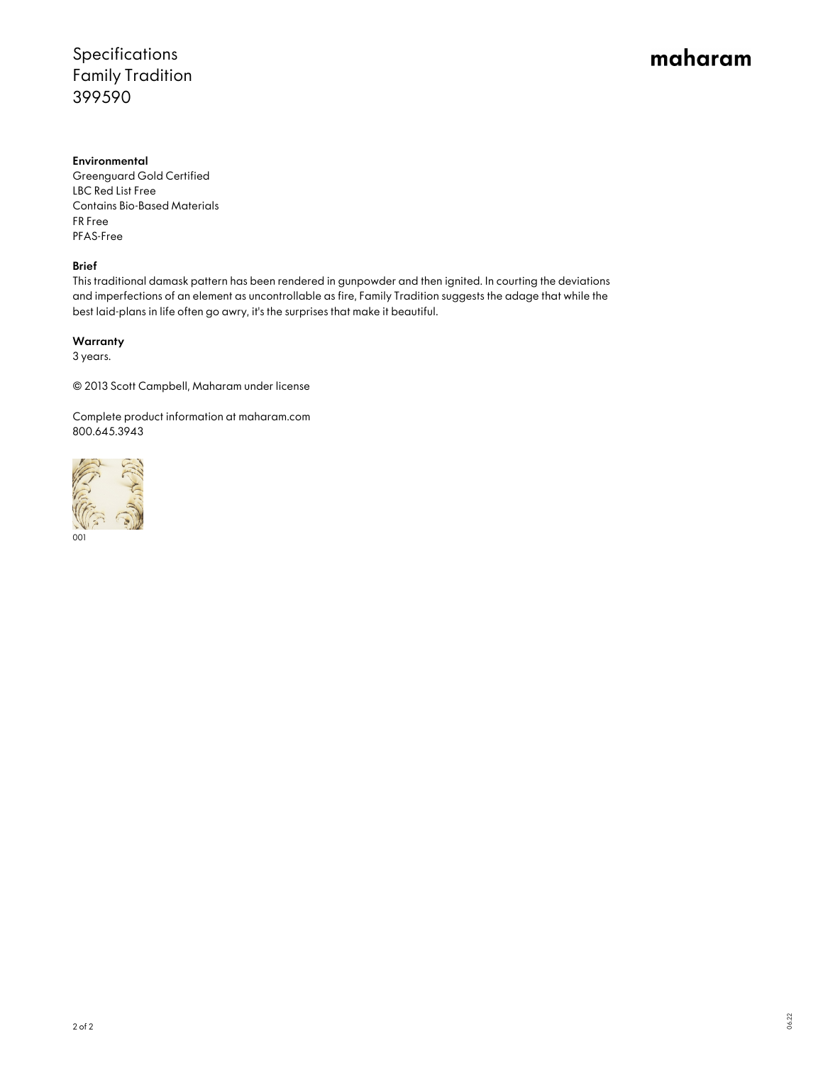Specifications
Family Tradition
399590

maharam

**Environmental**
Greenguard Gold Certified
LBC Red List Free
Contains Bio-Based Materials
FR Free
PFAS-Free

**Brief**
This traditional damask pattern has been rendered in gunpowder and then ignited. In courting the deviations and imperfections of an element as uncontrollable as fire, Family Tradition suggests the adage that while the best laid-plans in life often go awry, it's the surprises that make it beautiful.

**Warranty**
3 years.

© 2013 Scott Campbell, Maharam under license

Complete product information at maharam.com
800.645.3943

001

06.22